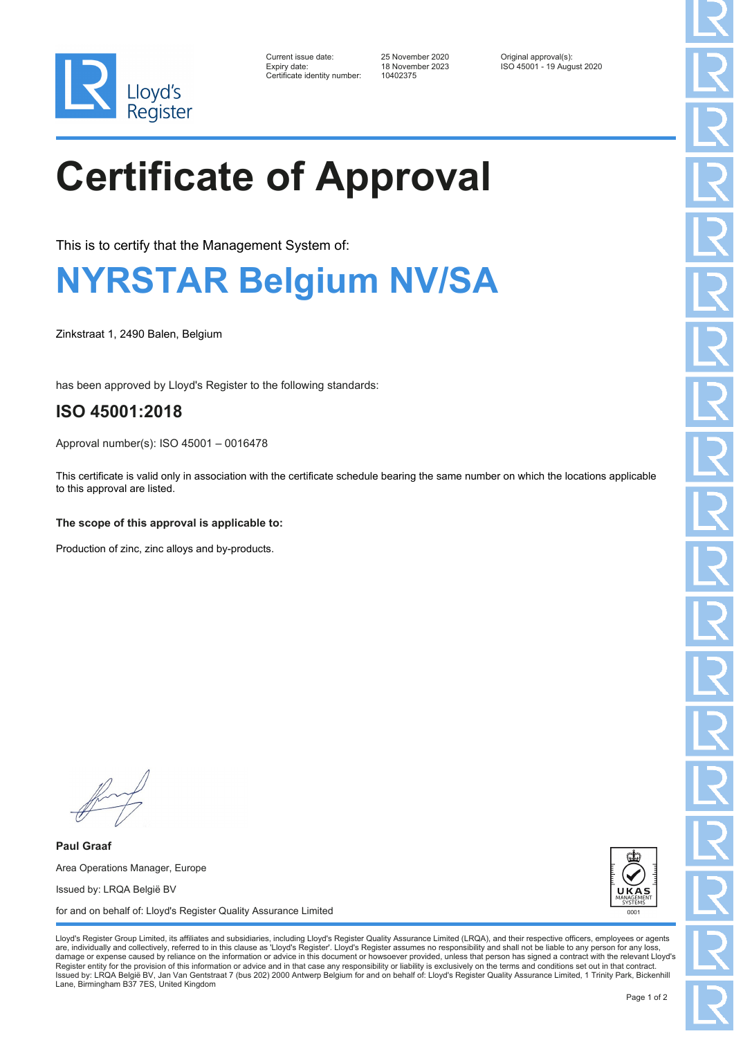Lloyd's Register

Current issue date: 25 November 2020
Expiry date: 18 November 2023
Certificate identity number: 10402375

Original approval(s):
ISO 45001 - 19 August 2020

# Certificate of Approval

This is to certify that the Management System of:

## NYRSTAR Belgium NV/SA

Zinkstraat 1, 2490 Balen, Belgium

has been approved by Lloyd's Register to the following standards:

### ISO 45001:2018

Approval number(s): ISO 45001 – 0016478

This certificate is valid only in association with the certificate schedule bearing the same number on which the locations applicable to this approval are listed.

**The scope of this approval is applicable to:**

Production of zinc, zinc alloys and by-products.

**Paul Graaf**

Area Operations Manager, Europe

Issued by: LRQA België BV

for and on behalf of: Lloyd's Register Quality Assurance Limited

UKAS MANAGEMENT SYSTEMS 0001

Lloyd's Register Group Limited, its affiliates and subsidiaries, including Lloyd's Register Quality Assurance Limited (LRQA), and their respective officers, employees or agents are, individually and collectively, referred to in this clause as 'Lloyd's Register'. Lloyd's Register assumes no responsibility and shall not be liable to any person for any loss, damage or expense caused by reliance on the information or advice in this document or howsoever provided, unless that person has signed a contract with the relevant Lloyd's Register entity for the provision of this information or advice and in that case any responsibility or liability is exclusively on the terms and conditions set out in that contract.
Issued by: LRQA België BV, Jan Van Gentstraat 7 (bus 202) 2000 Antwerp Belgium for and on behalf of: Lloyd's Register Quality Assurance Limited, 1 Trinity Park, Bickenhill Lane, Birmingham B37 7ES, United Kingdom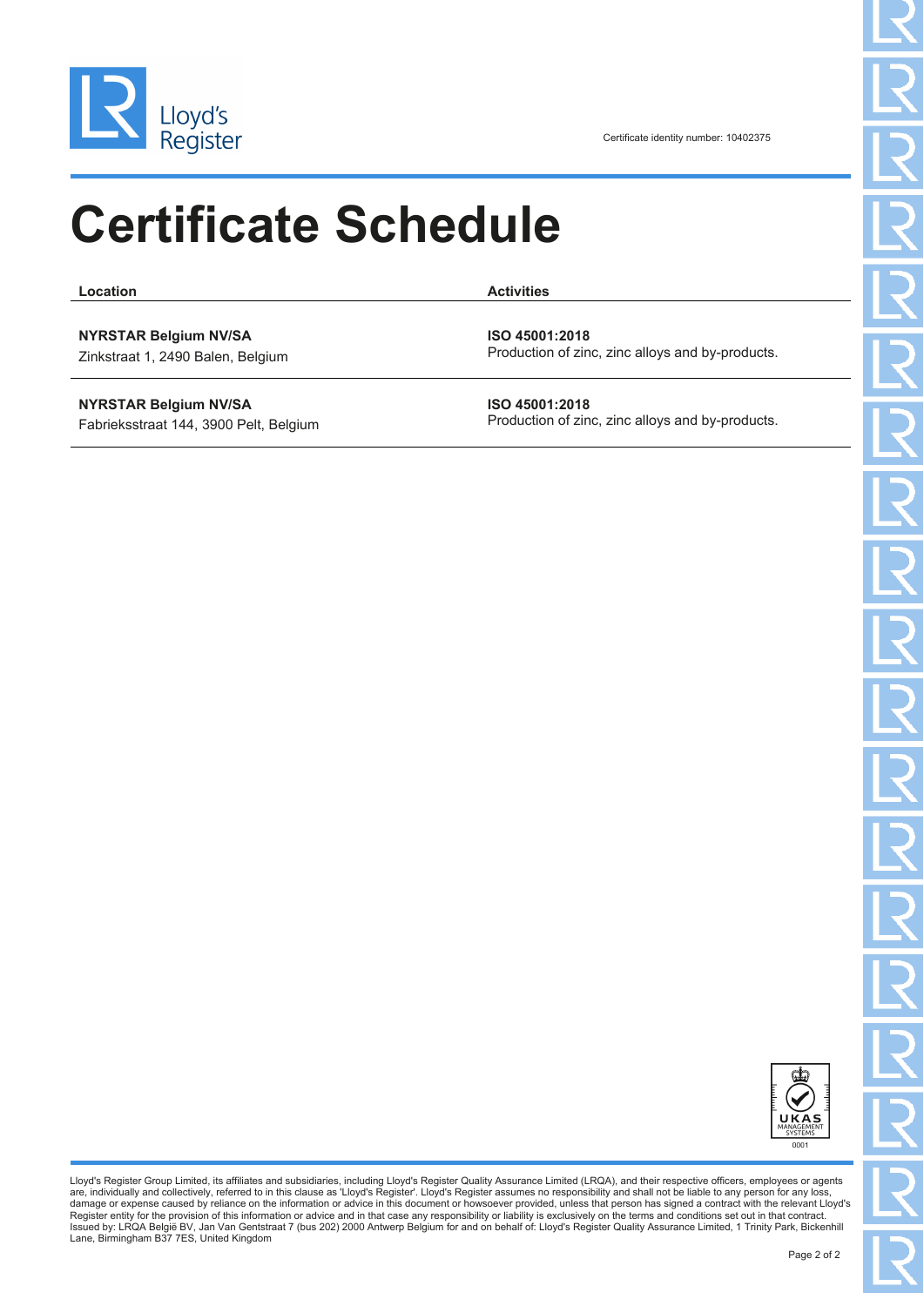Certificate identity number: 10402375

# Certificate Schedule

| Location | Activities |
| --- | --- |
| **NYRSTAR Belgium NV/SA**<br>Zinkstraat 1, 2490 Balen, Belgium | **ISO 45001:2018**<br>Production of zinc, zinc alloys and by-products. |
| **NYRSTAR Belgium NV/SA**<br>Fabrieksstraat 144, 3900 Pelt, Belgium | **ISO 45001:2018**<br>Production of zinc, zinc alloys and by-products. |

UKAS MANAGEMENT SYSTEMS
0001

Lloyd's Register Group Limited, its affiliates and subsidiaries, including Lloyd's Register Quality Assurance Limited (LRQA), and their respective officers, employees or agents are, individually and collectively, referred to in this clause as 'Lloyd's Register'. Lloyd's Register assumes no responsibility and shall not be liable to any person for any loss, damage or expense caused by reliance on the information or advice in this document or howsoever provided, unless that person has signed a contract with the relevant Lloyd's Register entity for the provision of this information or advice and in that case any responsibility or liability is exclusively on the terms and conditions set out in that contract.
Issued by: LRQA België BV, Jan Van Gentstraat 7 (bus 202) 2000 Antwerp Belgium for and on behalf of: Lloyd's Register Quality Assurance Limited, 1 Trinity Park, Bickenhill Lane, Birmingham B37 7ES, United Kingdom